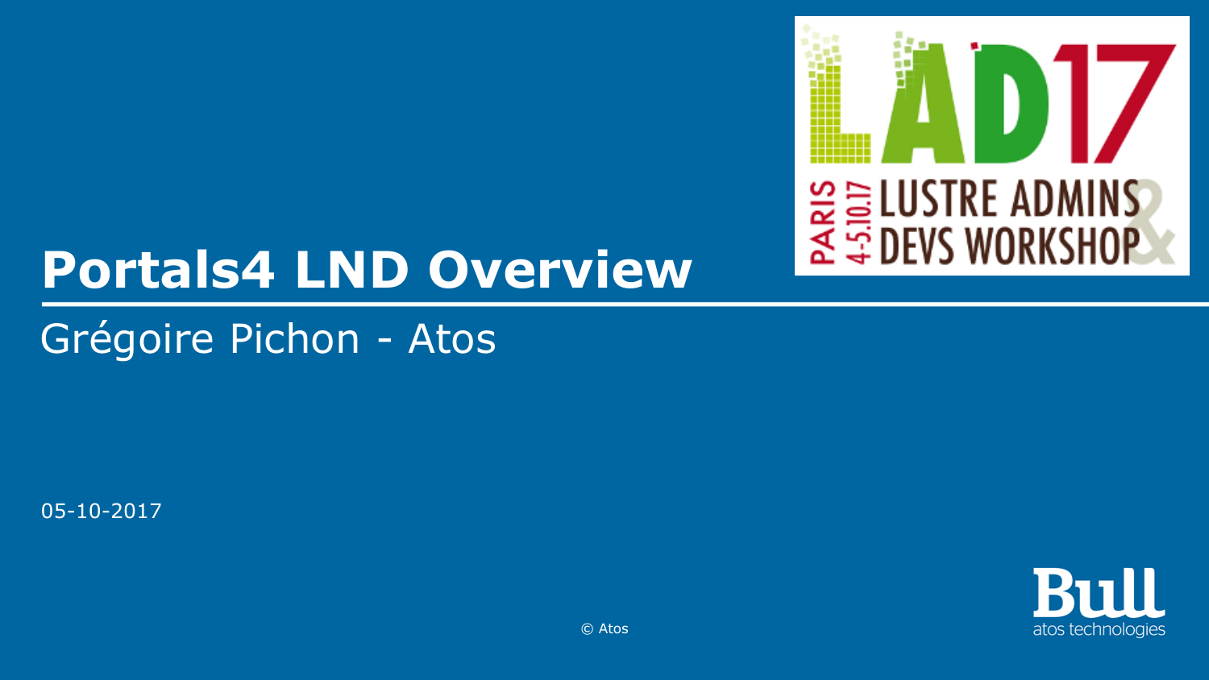# Portals4 LND Overview

Grégoire Pichon - Atos

05-10-2017

LAD17 LUSTRE ADMINS & DEVS WORKSHOP PARIS 4-5.10.17

© Atos

Bull atos technologies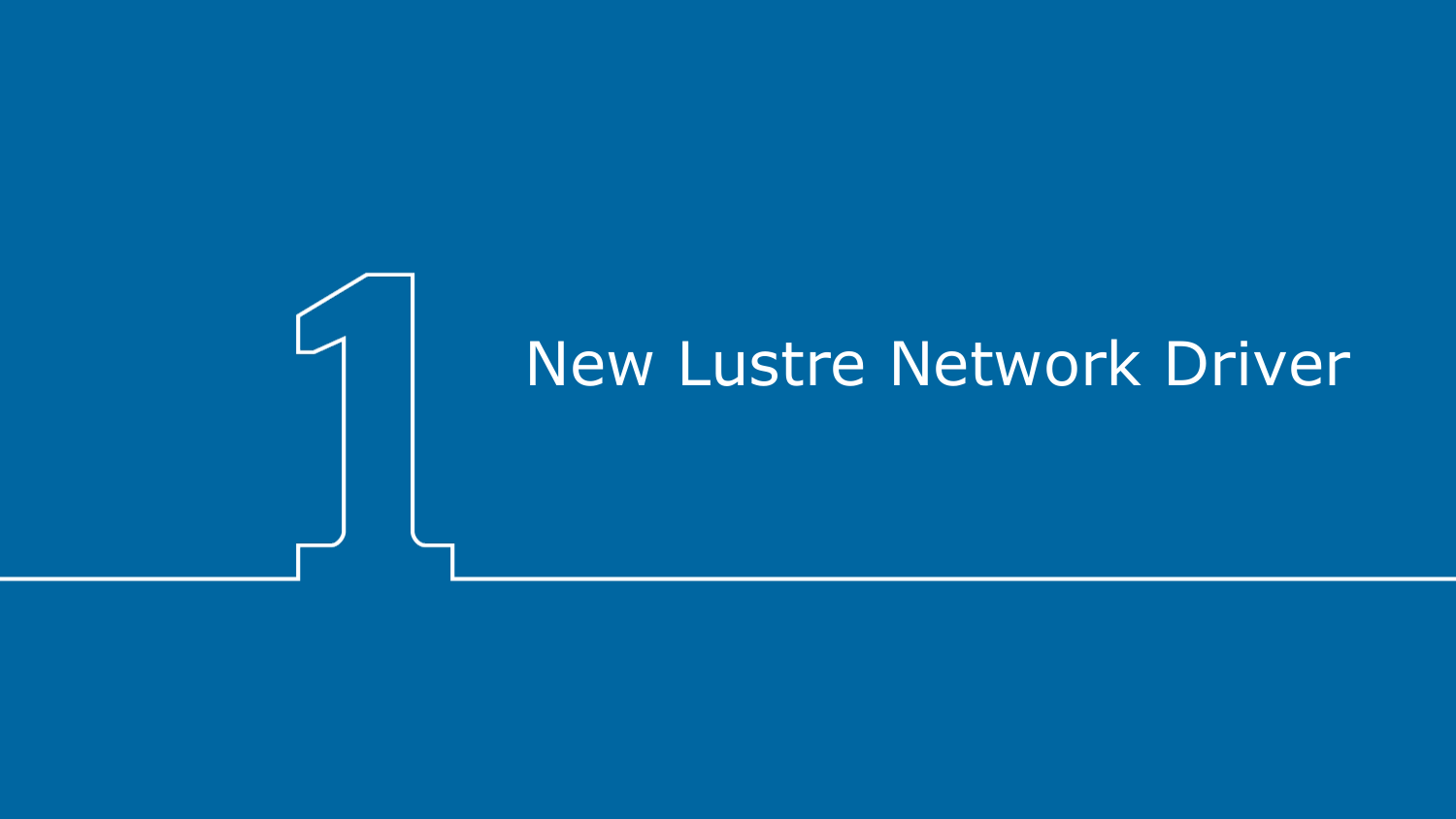# 1 New Lustre Network Driver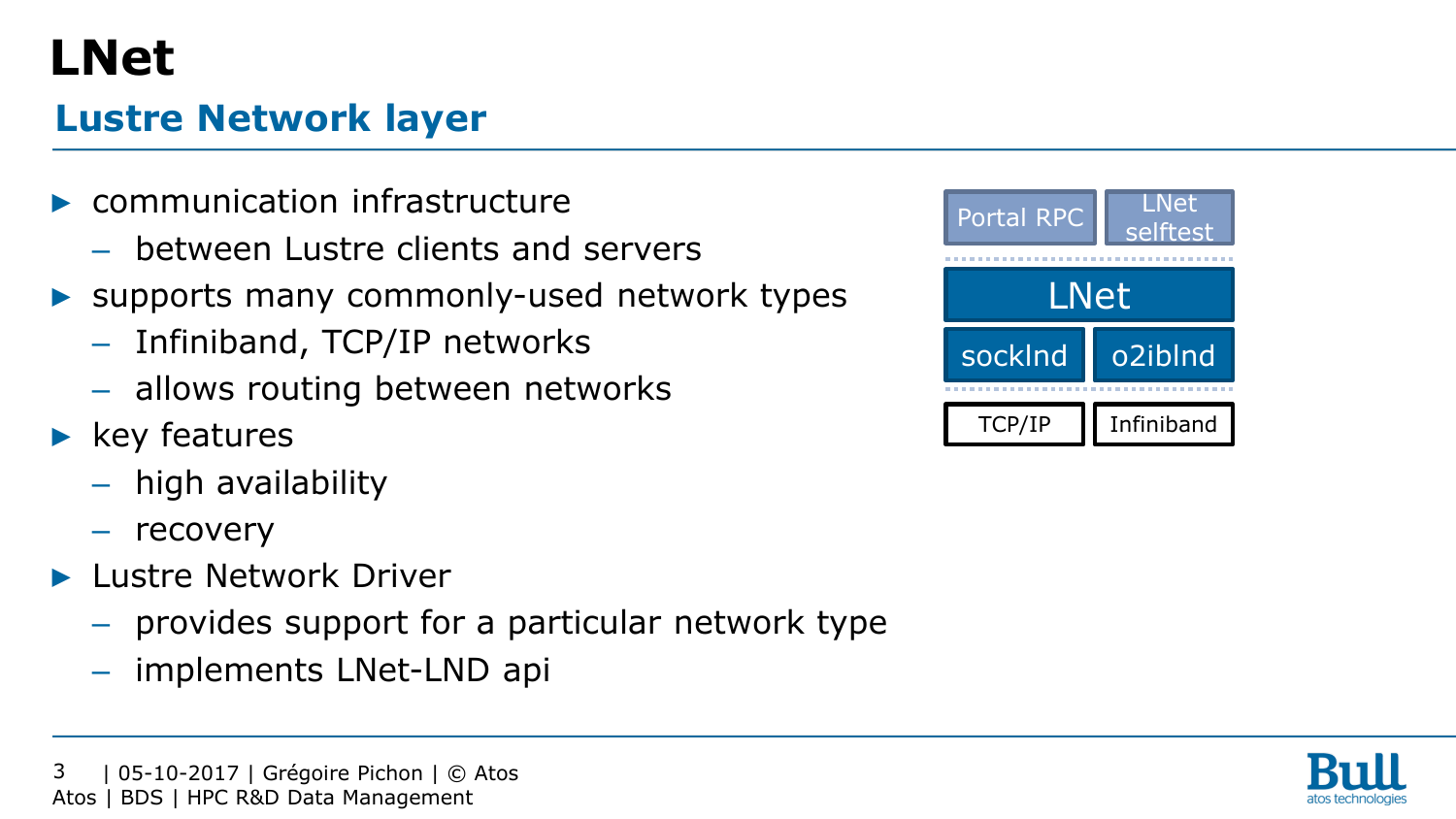# LNet

## Lustre Network layer

- communication infrastructure
  - between Lustre clients and servers
- supports many commonly-used network types
  - Infiniband, TCP/IP networks
  - allows routing between networks
- key features
  - high availability
  - recovery
- Lustre Network Driver
  - provides support for a particular network type
  - implements LNet-LND api

| Portal RPC | LNet selftest |
|---|---|
| LNet | |
| socklnd | o2iblnd |
| TCP/IP | Infiniband |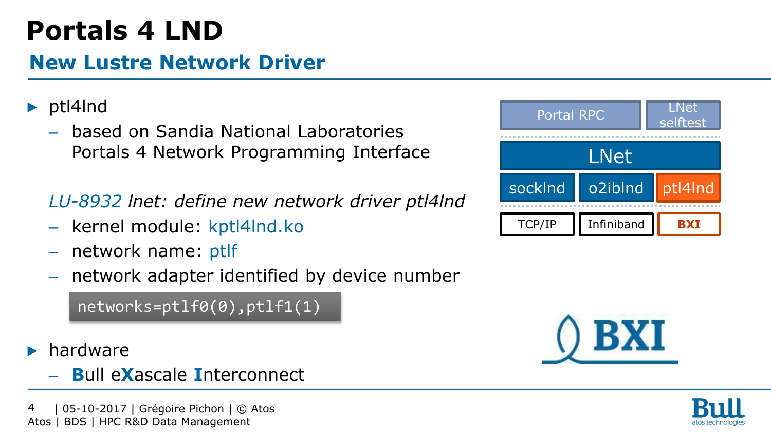# Portals 4 LND

## New Lustre Network Driver

- ptl4lnd
  - based on Sandia National Laboratories Portals 4 Network Programming Interface

  *LU-8932 lnet: define new network driver ptl4lnd*
  - kernel module: kptl4lnd.ko
  - network name: ptlf
  - network adapter identified by device number

```
networks=ptlf0(0),ptlf1(1)
```

- hardware
  - **B**ull e**X**ascale **I**nterconnect

| Portal RPC | | LNet selftest |
|---|---|---|
| LNet | | |
| socklnd | o2iblnd | ptl4lnd |
| TCP/IP | Infiniband | BXI |

BXI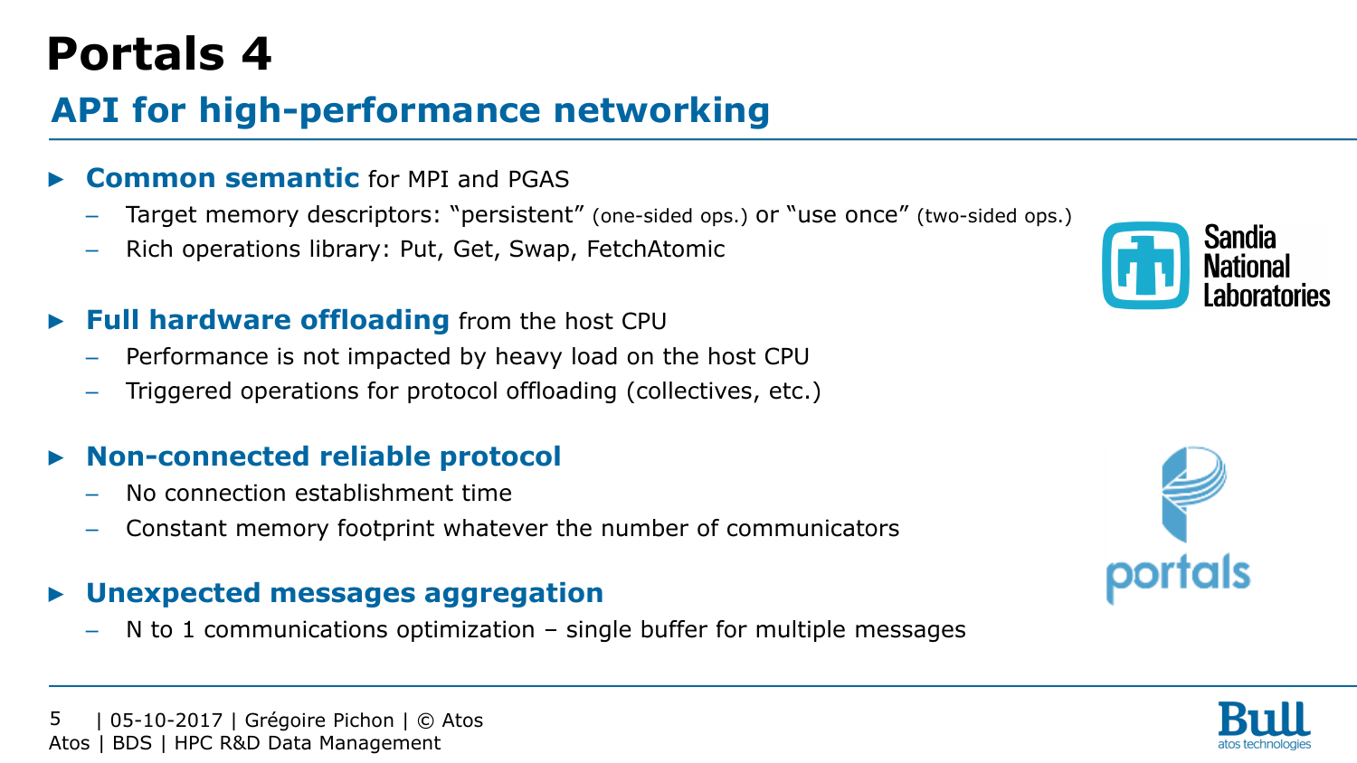# Portals 4

## API for high-performance networking

- **Common semantic** for MPI and PGAS
  - Target memory descriptors: “persistent” (one-sided ops.) or “use once” (two-sided ops.)
  - Rich operations library: Put, Get, Swap, FetchAtomic
- **Full hardware offloading** from the host CPU
  - Performance is not impacted by heavy load on the host CPU
  - Triggered operations for protocol offloading (collectives, etc.)
- **Non-connected reliable protocol**
  - No connection establishment time
  - Constant memory footprint whatever the number of communicators
- **Unexpected messages aggregation**
  - N to 1 communications optimization – single buffer for multiple messages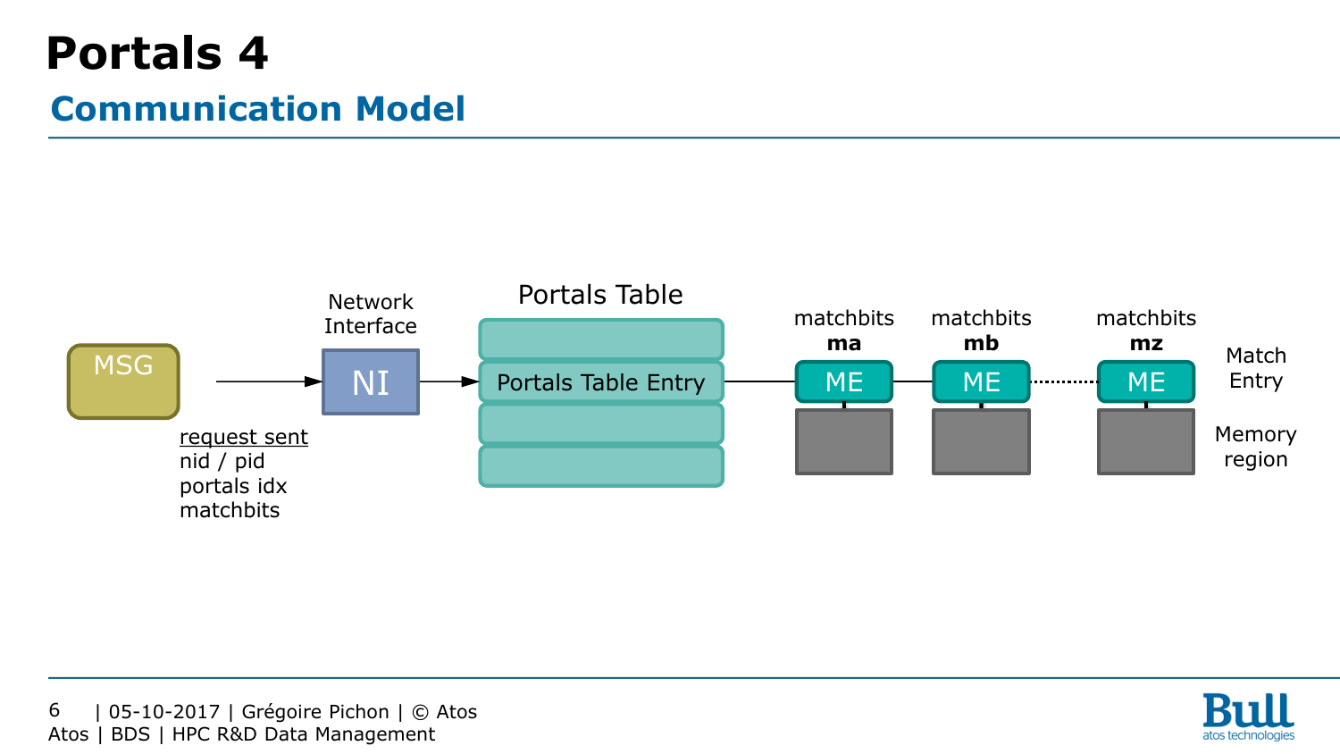# Portals 4

## Communication Model

MSG → NI (Network Interface) → Portals Table (Portals Table Entry) → ME (matchbits **ma**) — ME (matchbits **mb**) ······ ME (matchbits **mz**)

Match Entry

Memory region

request sent
nid / pid
portals idx
matchbits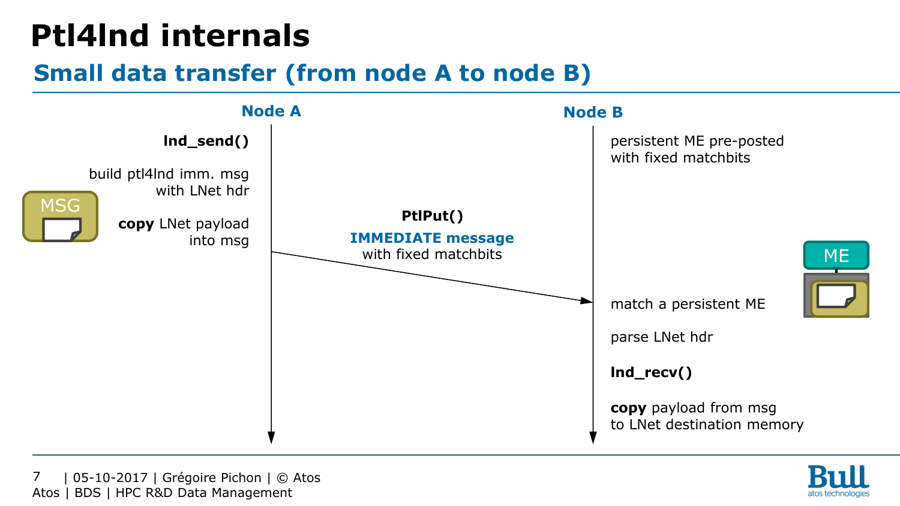# Ptl4lnd internals

## Small data transfer (from node A to node B)

**Node A**

**lnd_send()**

build ptl4lnd imm. msg with LNet hdr

MSG

**copy** LNet payload into msg

**PtlPut()**

**IMMEDIATE message**

with fixed matchbits

**Node B**

persistent ME pre-posted with fixed matchbits

ME

match a persistent ME

parse LNet hdr

**lnd_recv()**

**copy** payload from msg to LNet destination memory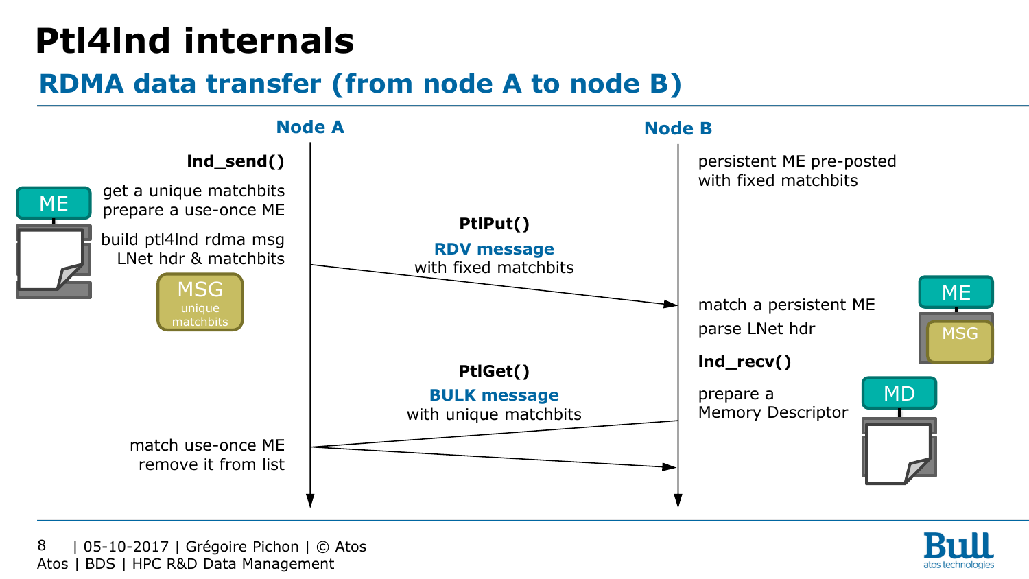# Ptl4lnd internals

## RDMA data transfer (from node A to node B)

**Node A**

**lnd_send()**

- get a unique matchbits
- prepare a use-once ME
- build ptl4lnd rdma msg LNet hdr & matchbits

ME

MSG unique matchbits

**PtlPut()**

**RDV message** with fixed matchbits

**Node B**

- persistent ME pre-posted with fixed matchbits
- match a persistent ME
- parse LNet hdr

ME

MSG

**lnd_recv()**

- prepare a Memory Descriptor

MD

**PtlGet()**

**BULK message** with unique matchbits

- match use-once ME
- remove it from list

Atos | BDS | HPC R&D Data Management | 05-10-2017 | Grégoire Pichon | © Atos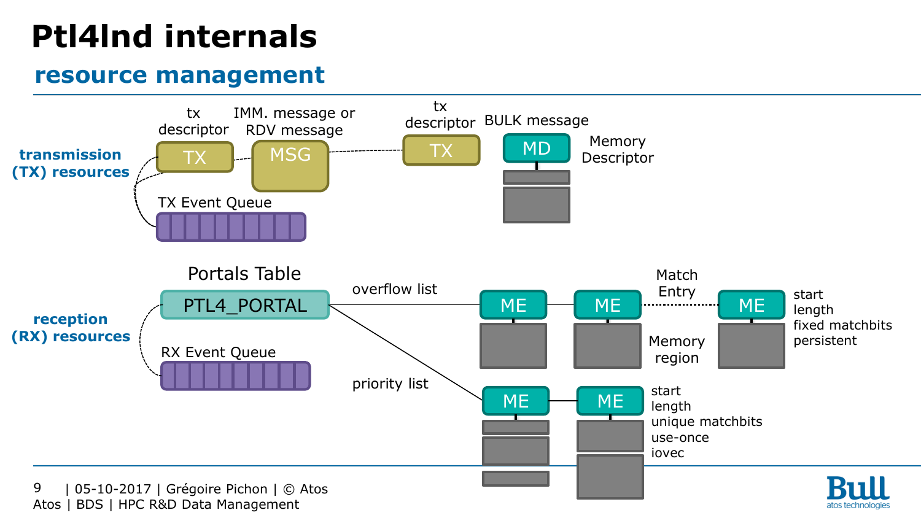# Ptl4lnd internals

## resource management

**transmission (TX) resources**

tx descriptor

TX

IMM. message or RDV message

MSG

tx descriptor

TX

BULK message

MD

Memory Descriptor

TX Event Queue

**reception (RX) resources**

Portals Table

PTL4_PORTAL

RX Event Queue

overflow list

ME ME ME

Match Entry

Memory region

start
length
fixed matchbits
persistent

priority list

ME ME

start
length
unique matchbits
use-once
iovec

| 05-10-2017 | Grégoire Pichon | © Atos
Atos | BDS | HPC R&D Data Management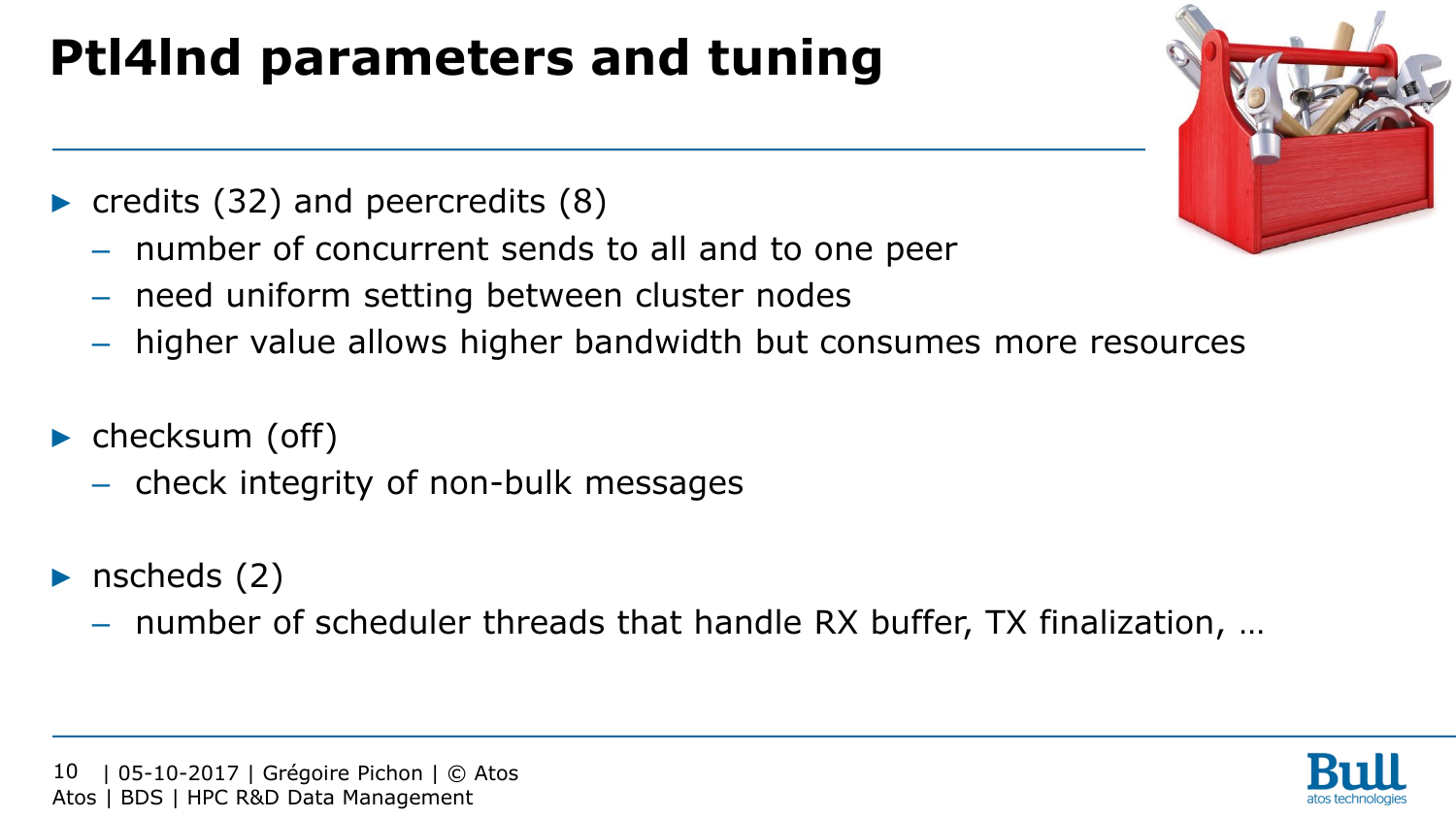# Ptl4lnd parameters and tuning

- credits (32) and peercredits (8)
  - number of concurrent sends to all and to one peer
  - need uniform setting between cluster nodes
  - higher value allows higher bandwidth but consumes more resources
- checksum (off)
  - check integrity of non-bulk messages
- nscheds (2)
  - number of scheduler threads that handle RX buffer, TX finalization, …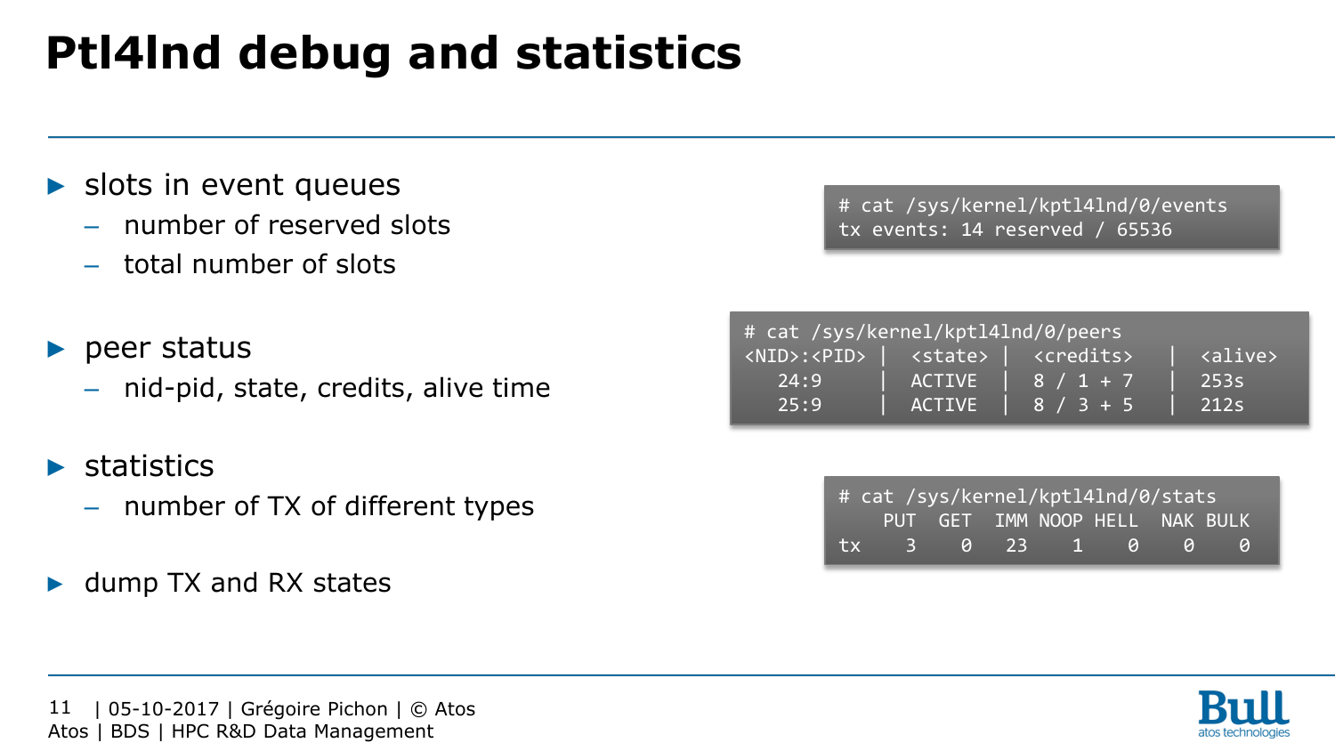# Ptl4lnd debug and statistics

- slots in event queues
  - number of reserved slots
  - total number of slots

```
# cat /sys/kernel/kptl4lnd/0/events
tx events: 14 reserved / 65536
```

- peer status
  - nid-pid, state, credits, alive time

```
# cat /sys/kernel/kptl4lnd/0/peers
<NID>:<PID> |  <state> |  <credits>   |  <alive>
   24:9     |  ACTIVE  |  8 / 1 + 7   |  253s
   25:9     |  ACTIVE  |  8 / 3 + 5   |  212s
```

- statistics
  - number of TX of different types

```
# cat /sys/kernel/kptl4lnd/0/stats
    PUT  GET  IMM NOOP HELL  NAK BULK
tx    3    0   23    1    0    0    0
```

- dump TX and RX states

Atos | BDS | HPC R&D Data Management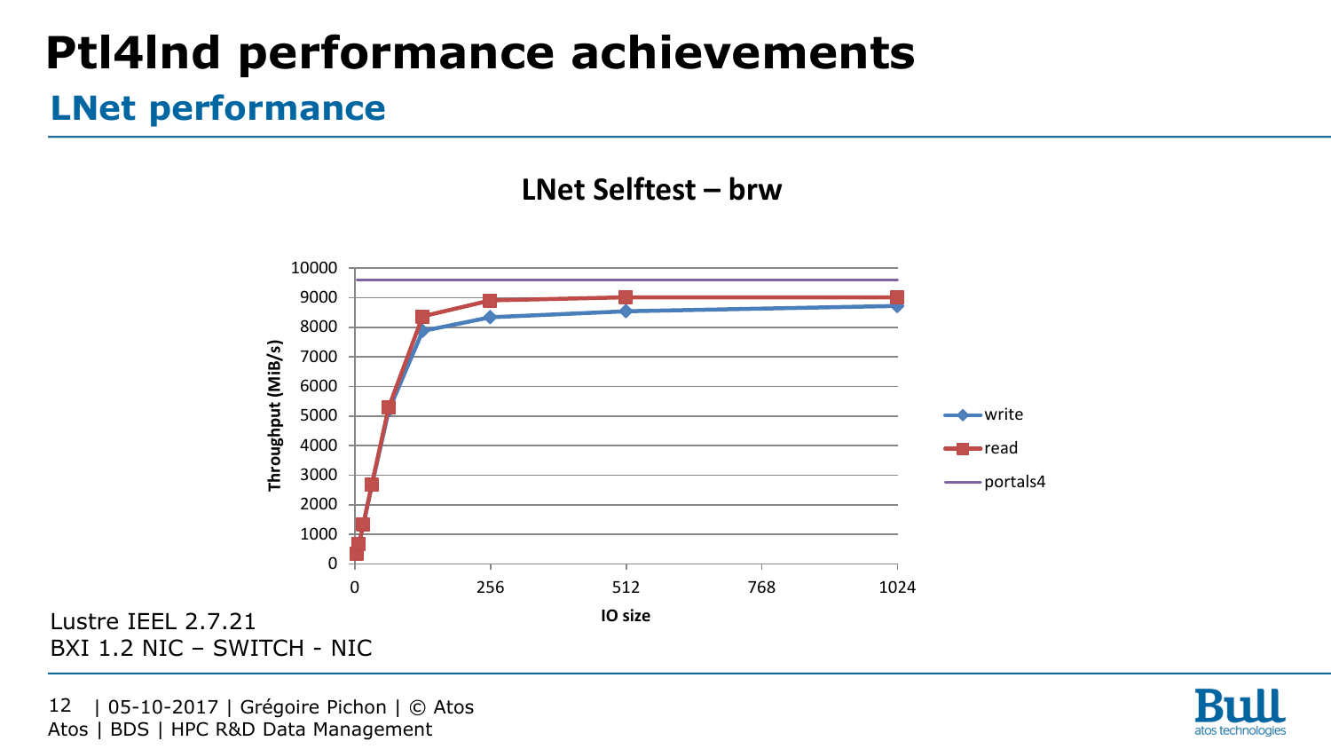# Ptl4lnd performance achievements

## LNet performance

**LNet Selftest – brw**

Lustre IEEL 2.7.21
BXI 1.2 NIC – SWITCH - NIC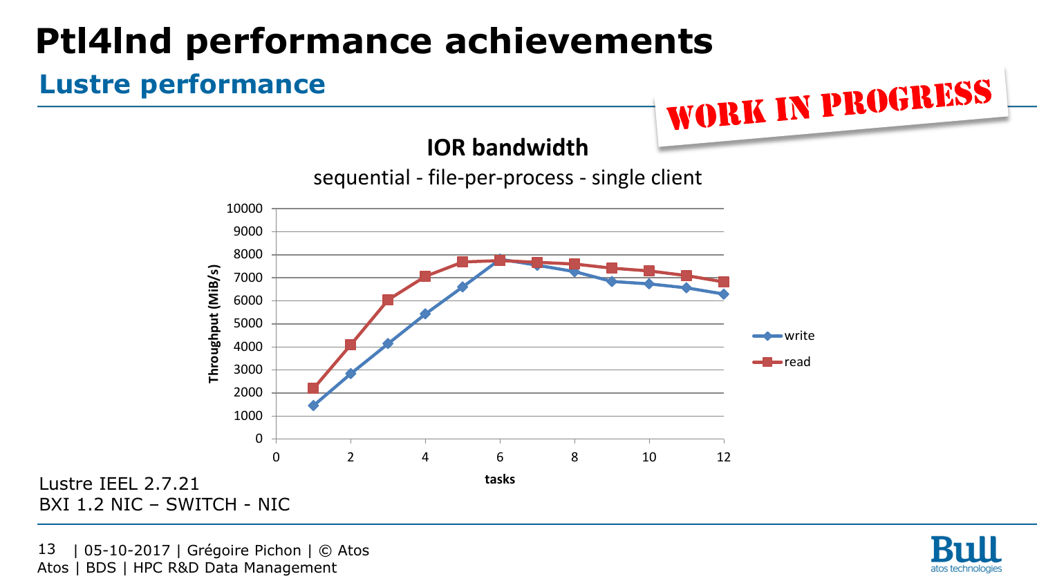# Ptl4lnd performance achievements

## Lustre performance

WORK IN PROGRESS

**IOR bandwidth**

sequential - file-per-process - single client

Lustre IEEL 2.7.21

BXI 1.2 NIC – SWITCH - NIC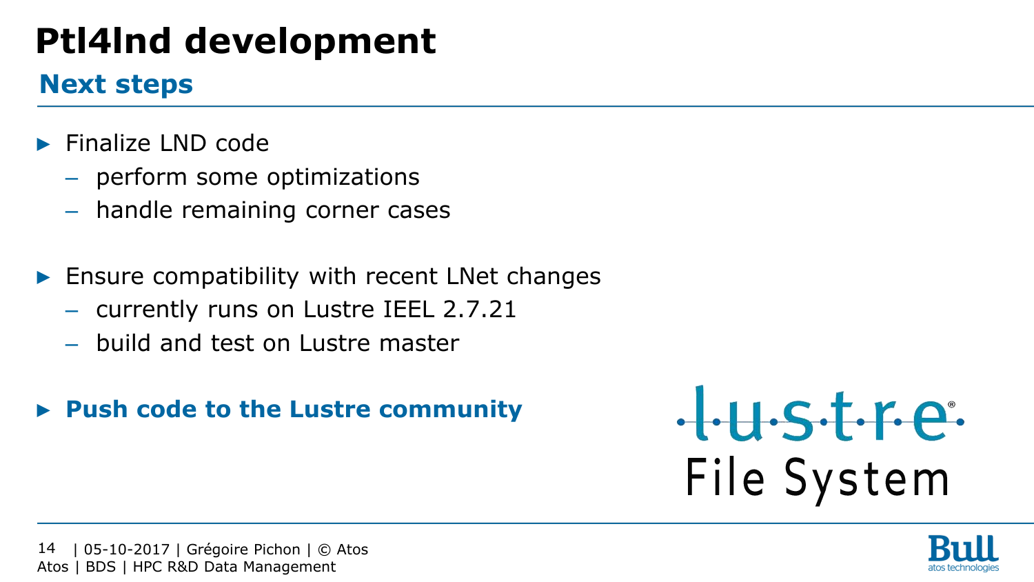# Ptl4lnd development

## Next steps

- Finalize LND code
  - perform some optimizations
  - handle remaining corner cases

- Ensure compatibility with recent LNet changes
  - currently runs on Lustre IEEL 2.7.21
  - build and test on Lustre master

- **Push code to the Lustre community**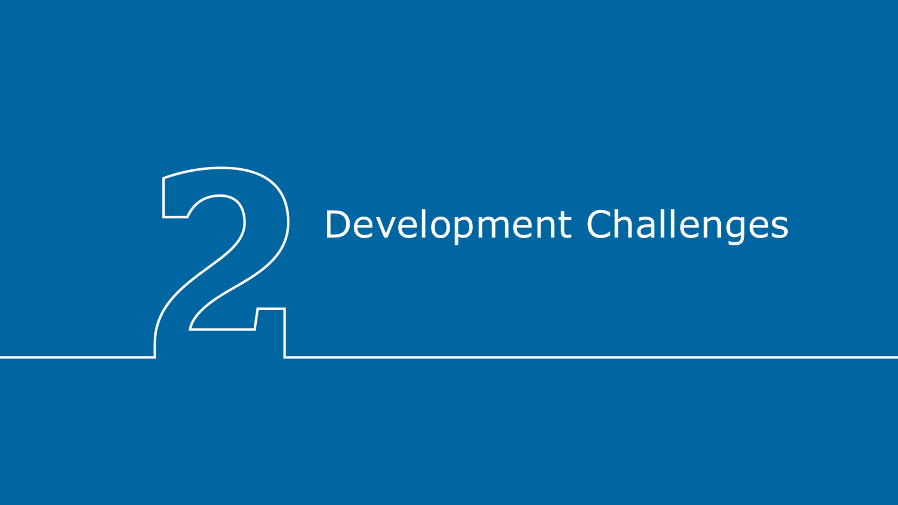# 2 Development Challenges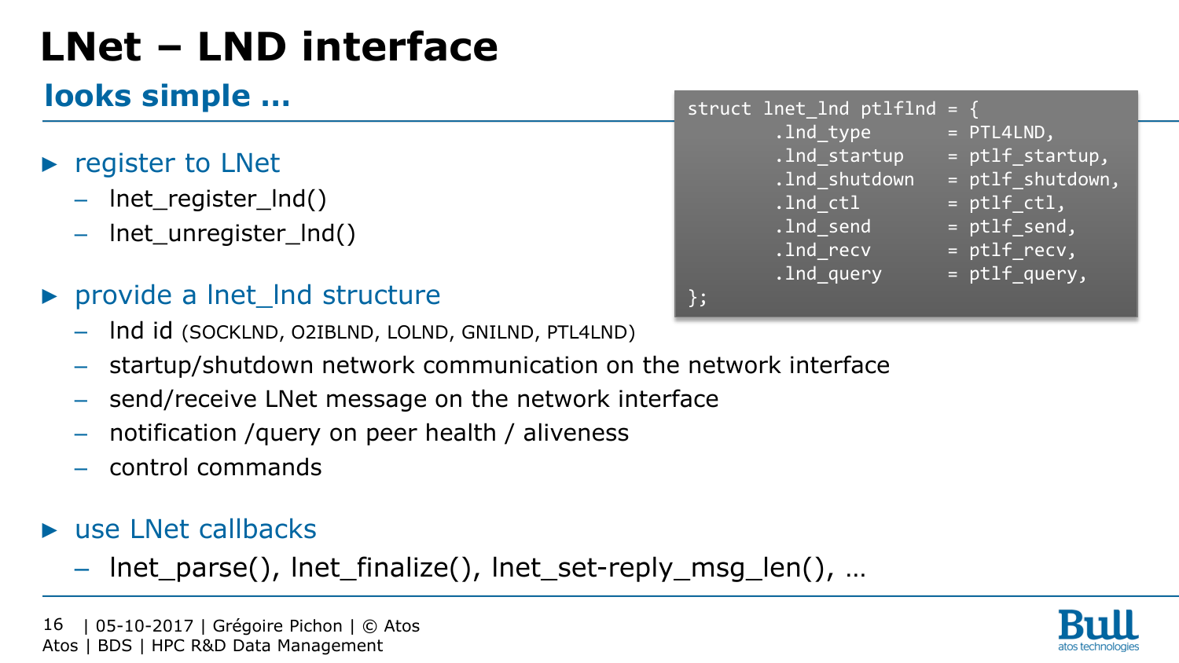# LNet – LND interface

## looks simple ...

```
struct lnet_lnd ptlflnd = {
        .lnd_type       = PTL4LND,
        .lnd_startup    = ptlf_startup,
        .lnd_shutdown   = ptlf_shutdown,
        .lnd_ctl        = ptlf_ctl,
        .lnd_send       = ptlf_send,
        .lnd_recv       = ptlf_recv,
        .lnd_query      = ptlf_query,
};
```

- register to LNet
  - lnet_register_lnd()
  - lnet_unregister_lnd()
- provide a lnet_lnd structure
  - lnd id (SOCKLND, O2IBLND, LOLND, GNILND, PTL4LND)
  - startup/shutdown network communication on the network interface
  - send/receive LNet message on the network interface
  - notification /query on peer health / aliveness
  - control commands
- use LNet callbacks
  - lnet_parse(), lnet_finalize(), lnet_set-reply_msg_len(), …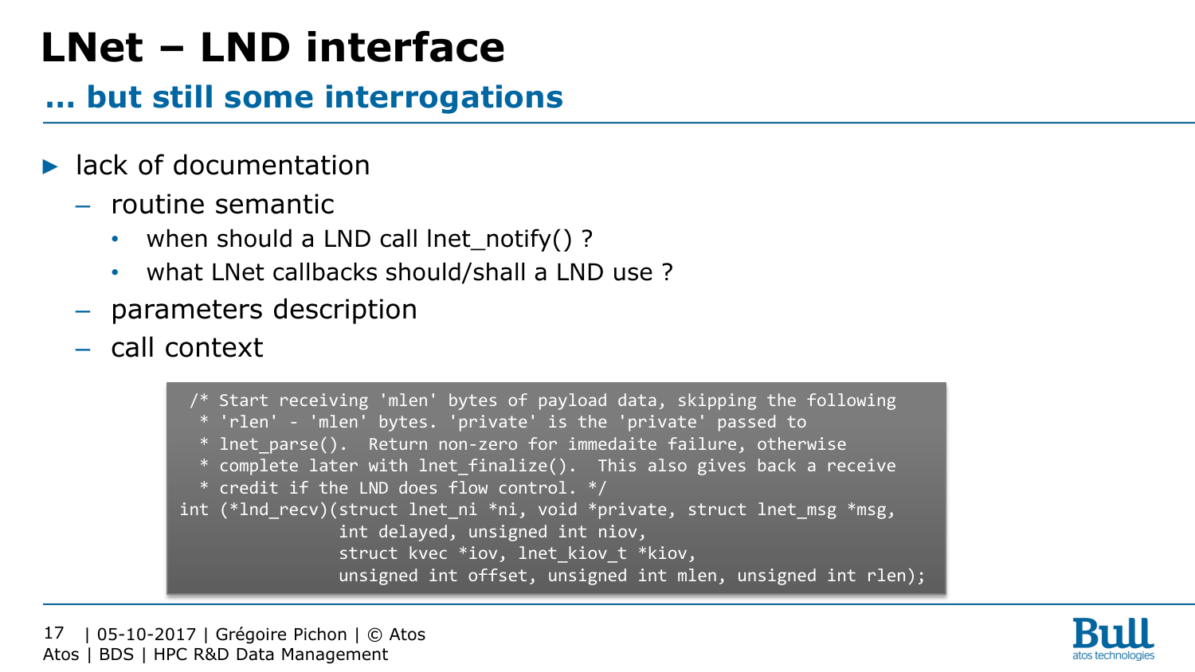# LNet – LND interface

## … but still some interrogations

- lack of documentation
  - routine semantic
    - when should a LND call lnet_notify() ?
    - what LNet callbacks should/shall a LND use ?
  - parameters description
  - call context

```
 /* Start receiving 'mlen' bytes of payload data, skipping the following
  * 'rlen' - 'mlen' bytes. 'private' is the 'private' passed to
  * lnet_parse().  Return non-zero for immedaite failure, otherwise
  * complete later with lnet_finalize().  This also gives back a receive
  * credit if the LND does flow control. */
int (*lnd_recv)(struct lnet_ni *ni, void *private, struct lnet_msg *msg,
                int delayed, unsigned int niov,
                struct kvec *iov, lnet_kiov_t *kiov,
                unsigned int offset, unsigned int mlen, unsigned int rlen);
```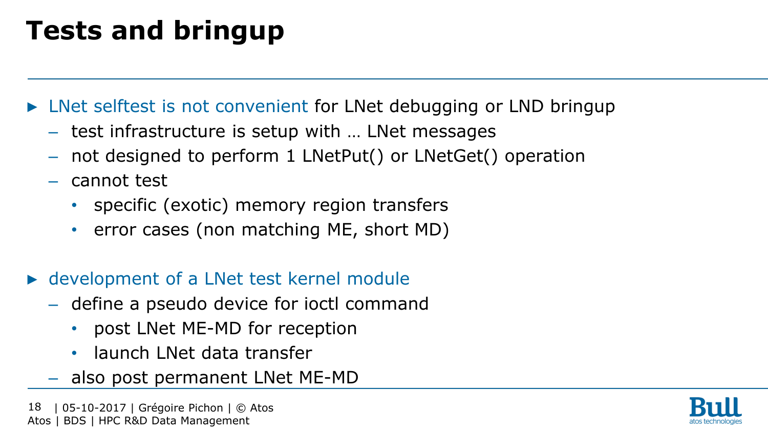# Tests and bringup

- LNet selftest is not convenient for LNet debugging or LND bringup
  - test infrastructure is setup with … LNet messages
  - not designed to perform 1 LNetPut() or LNetGet() operation
  - cannot test
    - specific (exotic) memory region transfers
    - error cases (non matching ME, short MD)

- development of a LNet test kernel module
  - define a pseudo device for ioctl command
    - post LNet ME-MD for reception
    - launch LNet data transfer
  - also post permanent LNet ME-MD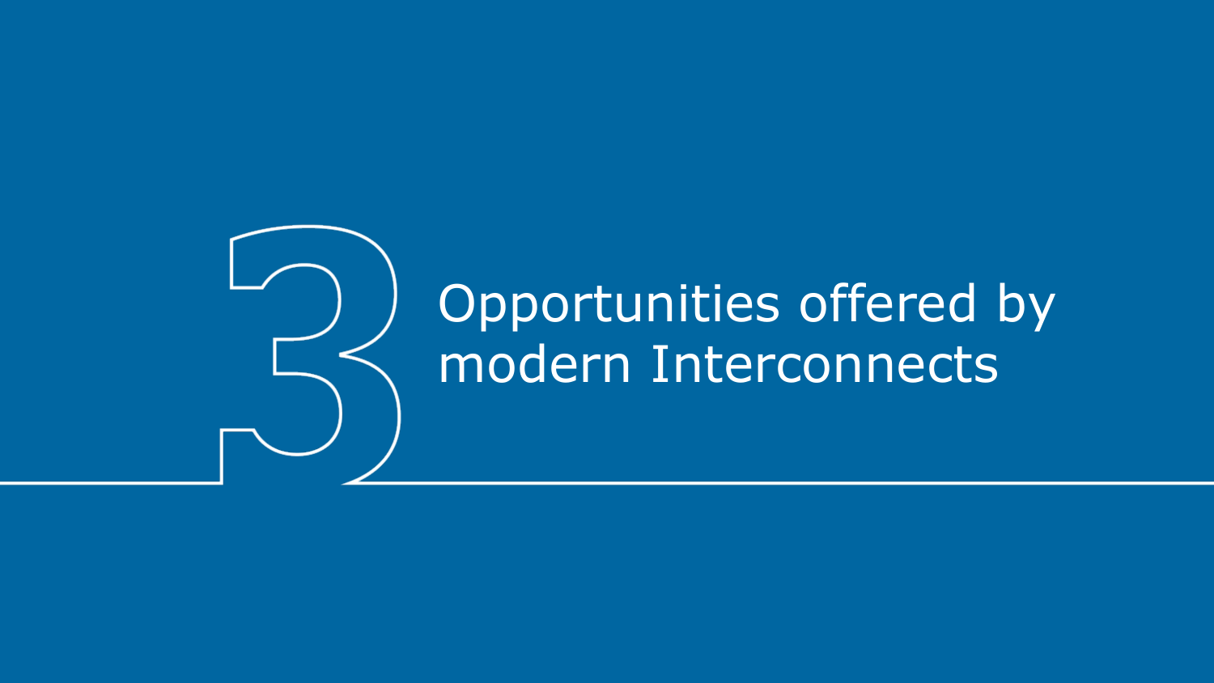# 3 Opportunities offered by modern Interconnects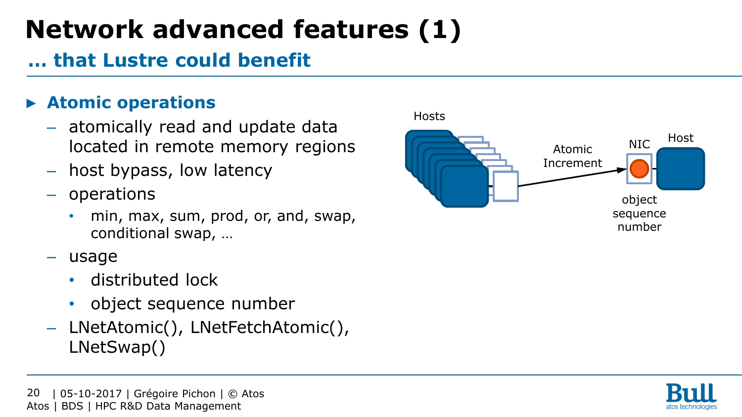# Network advanced features (1)

## … that Lustre could benefit

- **Atomic operations**
  - atomically read and update data located in remote memory regions
  - host bypass, low latency
  - operations
    - min, max, sum, prod, or, and, swap, conditional swap, …
  - usage
    - distributed lock
    - object sequence number
  - LNetAtomic(), LNetFetchAtomic(), LNetSwap()

Hosts

Atomic Increment

NIC

Host

object sequence number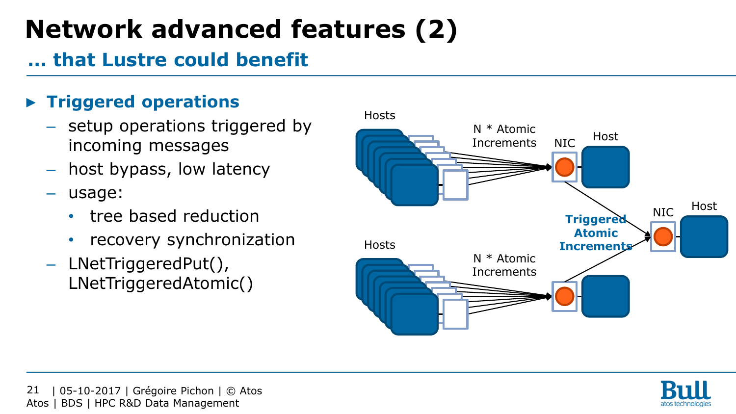# Network advanced features (2)

## … that Lustre could benefit

- **Triggered operations**
  - setup operations triggered by incoming messages
  - host bypass, low latency
  - usage:
    - tree based reduction
    - recovery synchronization
  - LNetTriggeredPut(), LNetTriggeredAtomic()

Hosts

N * Atomic Increments

NIC

Host

Triggered Atomic Increments

NIC

Host

Hosts

N * Atomic Increments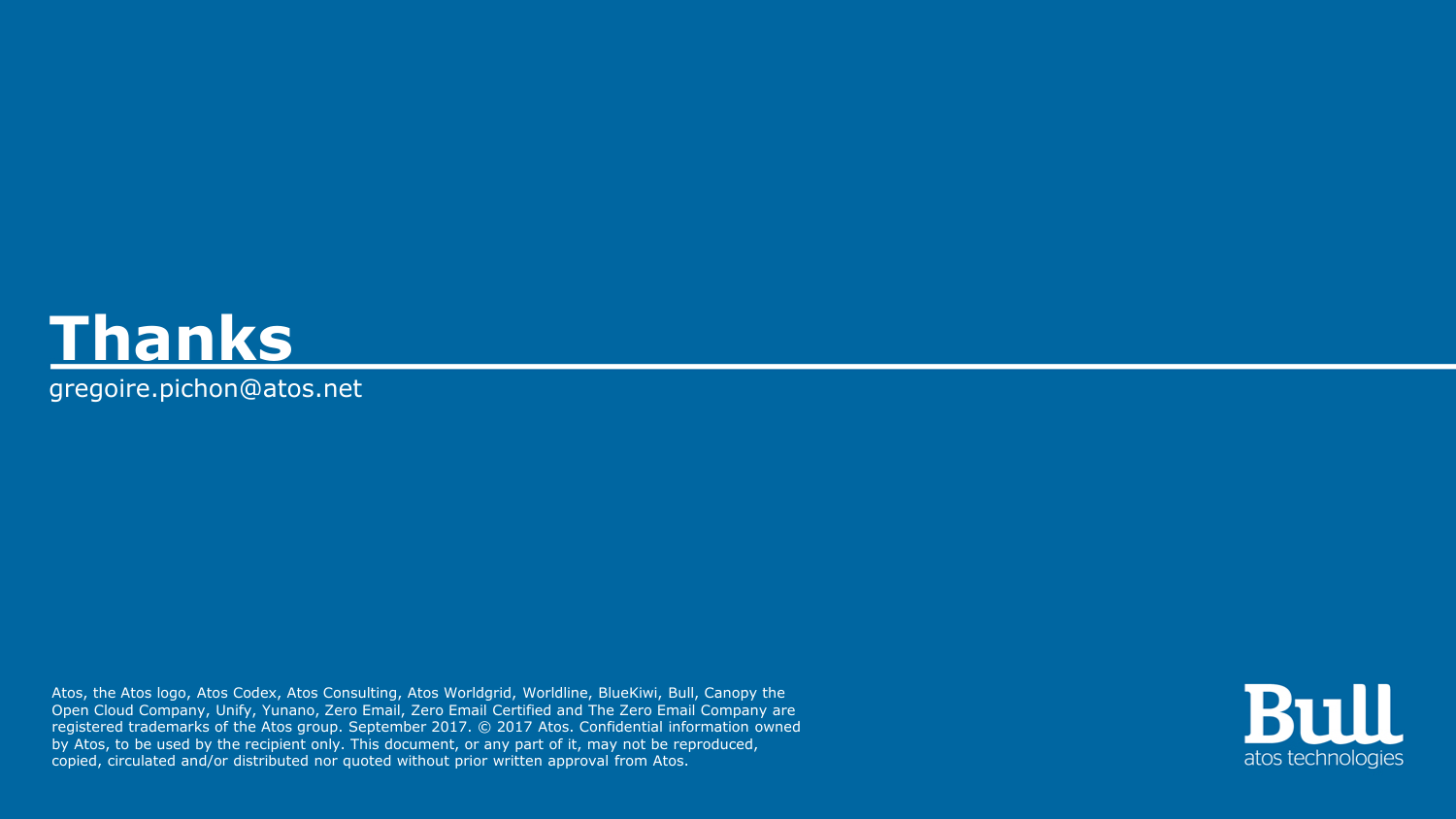# Thanks

gregoire.pichon@atos.net

Atos, the Atos logo, Atos Codex, Atos Consulting, Atos Worldgrid, Worldline, BlueKiwi, Bull, Canopy the Open Cloud Company, Unify, Yunano, Zero Email, Zero Email Certified and The Zero Email Company are registered trademarks of the Atos group. September 2017. © 2017 Atos. Confidential information owned by Atos, to be used by the recipient only. This document, or any part of it, may not be reproduced, copied, circulated and/or distributed nor quoted without prior written approval from Atos.

Bull
atos technologies